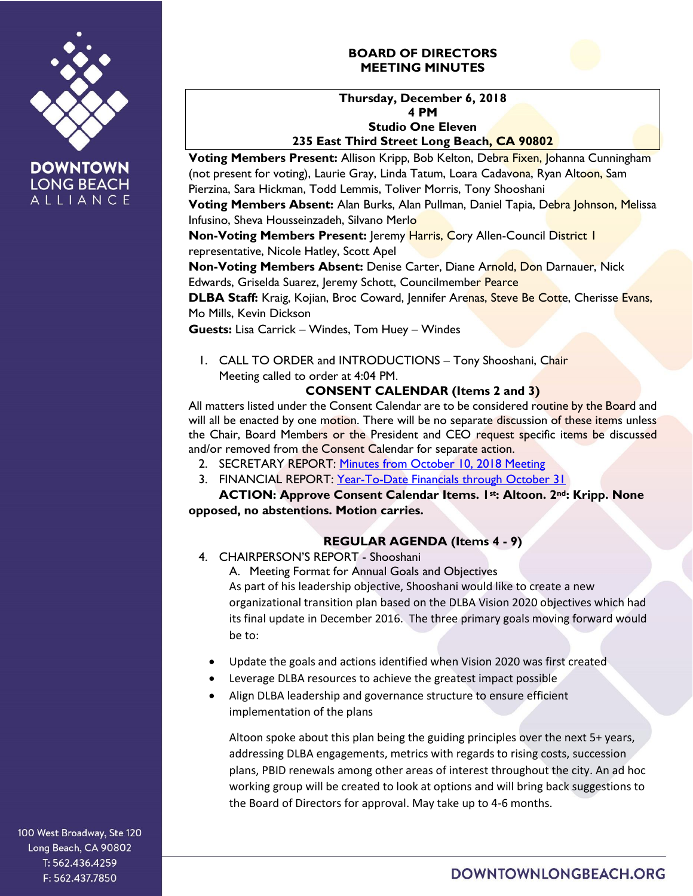# BOARD OF DIRECTORS MEETING MINUTES

**Thursday, December 6, 2018**
**4 PM**
**Studio One Eleven**
**235 East Third Street Long Beach, CA 90802**

**Voting Members Present:** Allison Kripp, Bob Kelton, Debra Fixen, Johanna Cunningham (not present for voting), Laurie Gray, Linda Tatum, Loara Cadavona, Ryan Altoon, Sam Pierzina, Sara Hickman, Todd Lemmis, Toliver Morris, Tony Shooshani

**Voting Members Absent:** Alan Burks, Alan Pullman, Daniel Tapia, Debra Johnson, Melissa Infusino, Sheva Housseinzadeh, Silvano Merlo

**Non-Voting Members Present:** Jeremy Harris, Cory Allen-Council District 1 representative, Nicole Hatley, Scott Apel

**Non-Voting Members Absent:** Denise Carter, Diane Arnold, Don Darnauer, Nick Edwards, Griselda Suarez, Jeremy Schott, Councilmember Pearce

**DLBA Staff:** Kraig, Kojian, Broc Coward, Jennifer Arenas, Steve Be Cotte, Cherisse Evans, Mo Mills, Kevin Dickson

**Guests:** Lisa Carrick – Windes, Tom Huey – Windes

1. CALL TO ORDER and INTRODUCTIONS – Tony Shooshani, Chair
   Meeting called to order at 4:04 PM.

**CONSENT CALENDAR (Items 2 and 3)**

All matters listed under the Consent Calendar are to be considered routine by the Board and will all be enacted by one motion. There will be no separate discussion of these items unless the Chair, Board Members or the President and CEO request specific items be discussed and/or removed from the Consent Calendar for separate action.

2. SECRETARY REPORT: Minutes from October 10, 2018 Meeting
3. FINANCIAL REPORT: Year-To-Date Financials through October 31

**ACTION: Approve Consent Calendar Items. 1st: Altoon. 2nd: Kripp. None opposed, no abstentions. Motion carries.**

**REGULAR AGENDA (Items 4 - 9)**

4. CHAIRPERSON'S REPORT - Shooshani
   A. Meeting Format for Annual Goals and Objectives
   As part of his leadership objective, Shooshani would like to create a new organizational transition plan based on the DLBA Vision 2020 objectives which had its final update in December 2016. The three primary goals moving forward would be to:

   - Update the goals and actions identified when Vision 2020 was first created
   - Leverage DLBA resources to achieve the greatest impact possible
   - Align DLBA leadership and governance structure to ensure efficient implementation of the plans

   Altoon spoke about this plan being the guiding principles over the next 5+ years, addressing DLBA engagements, metrics with regards to rising costs, succession plans, PBID renewals among other areas of interest throughout the city. An ad hoc working group will be created to look at options and will bring back suggestions to the Board of Directors for approval. May take up to 4-6 months.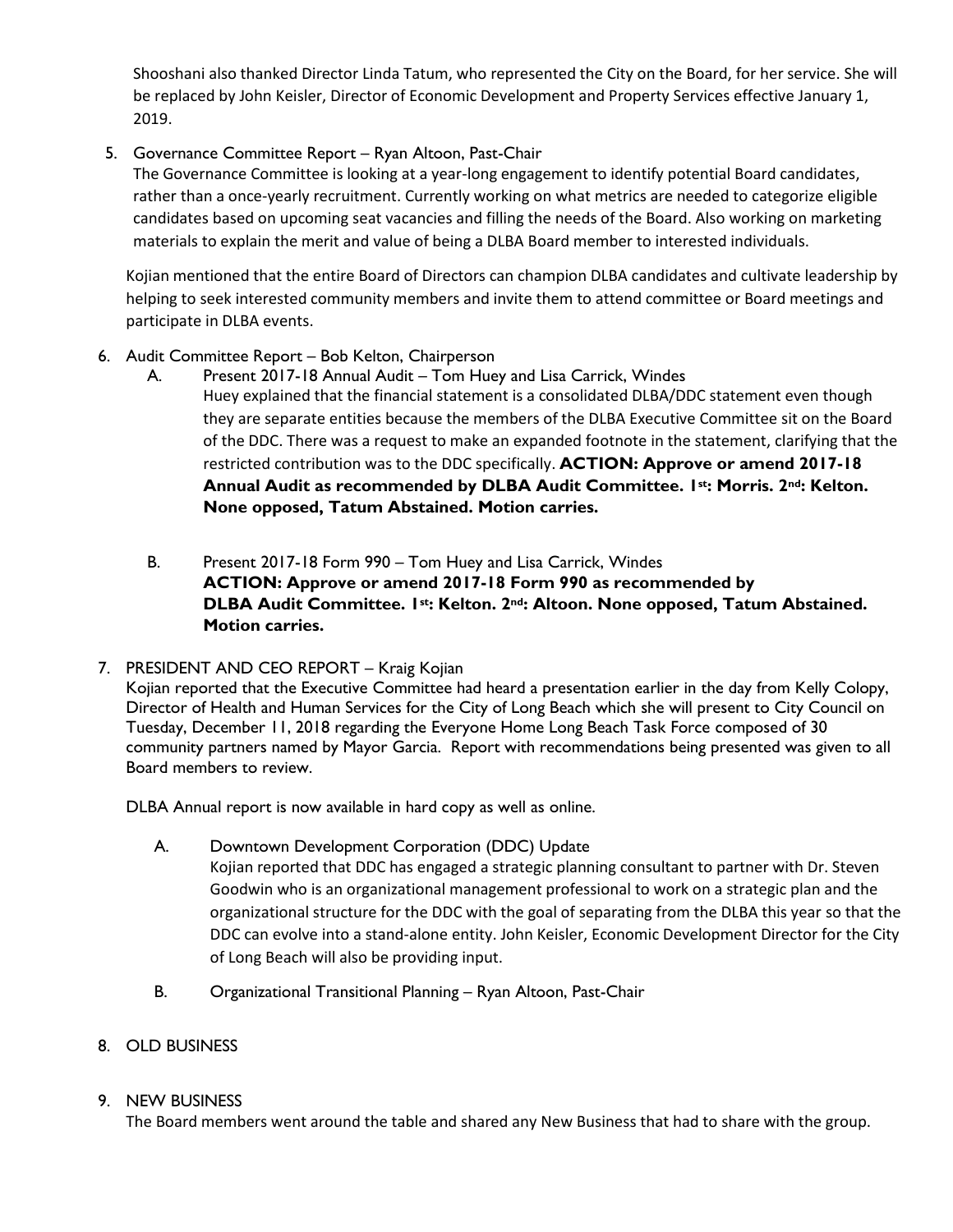Shooshani also thanked Director Linda Tatum, who represented the City on the Board, for her service. She will be replaced by John Keisler, Director of Economic Development and Property Services effective January 1, 2019.

5. Governance Committee Report – Ryan Altoon, Past-Chair
   The Governance Committee is looking at a year-long engagement to identify potential Board candidates, rather than a once-yearly recruitment. Currently working on what metrics are needed to categorize eligible candidates based on upcoming seat vacancies and filling the needs of the Board. Also working on marketing materials to explain the merit and value of being a DLBA Board member to interested individuals.

   Kojian mentioned that the entire Board of Directors can champion DLBA candidates and cultivate leadership by helping to seek interested community members and invite them to attend committee or Board meetings and participate in DLBA events.

6. Audit Committee Report – Bob Kelton, Chairperson
   - A. Present 2017-18 Annual Audit – Tom Huey and Lisa Carrick, Windes
     Huey explained that the financial statement is a consolidated DLBA/DDC statement even though they are separate entities because the members of the DLBA Executive Committee sit on the Board of the DDC. There was a request to make an expanded footnote in the statement, clarifying that the restricted contribution was to the DDC specifically. **ACTION: Approve or amend 2017-18 Annual Audit as recommended by DLBA Audit Committee. 1st: Morris. 2nd: Kelton. None opposed, Tatum Abstained. Motion carries.**

   - B. Present 2017-18 Form 990 – Tom Huey and Lisa Carrick, Windes
     **ACTION: Approve or amend 2017-18 Form 990 as recommended by DLBA Audit Committee. 1st: Kelton. 2nd: Altoon. None opposed, Tatum Abstained. Motion carries.**

7. PRESIDENT AND CEO REPORT – Kraig Kojian
   Kojian reported that the Executive Committee had heard a presentation earlier in the day from Kelly Colopy, Director of Health and Human Services for the City of Long Beach which she will present to City Council on Tuesday, December 11, 2018 regarding the Everyone Home Long Beach Task Force composed of 30 community partners named by Mayor Garcia. Report with recommendations being presented was given to all Board members to review.

   DLBA Annual report is now available in hard copy as well as online.

   - A. Downtown Development Corporation (DDC) Update
     Kojian reported that DDC has engaged a strategic planning consultant to partner with Dr. Steven Goodwin who is an organizational management professional to work on a strategic plan and the organizational structure for the DDC with the goal of separating from the DLBA this year so that the DDC can evolve into a stand-alone entity. John Keisler, Economic Development Director for the City of Long Beach will also be providing input.

   - B. Organizational Transitional Planning – Ryan Altoon, Past-Chair

8. OLD BUSINESS

9. NEW BUSINESS
   The Board members went around the table and shared any New Business that had to share with the group.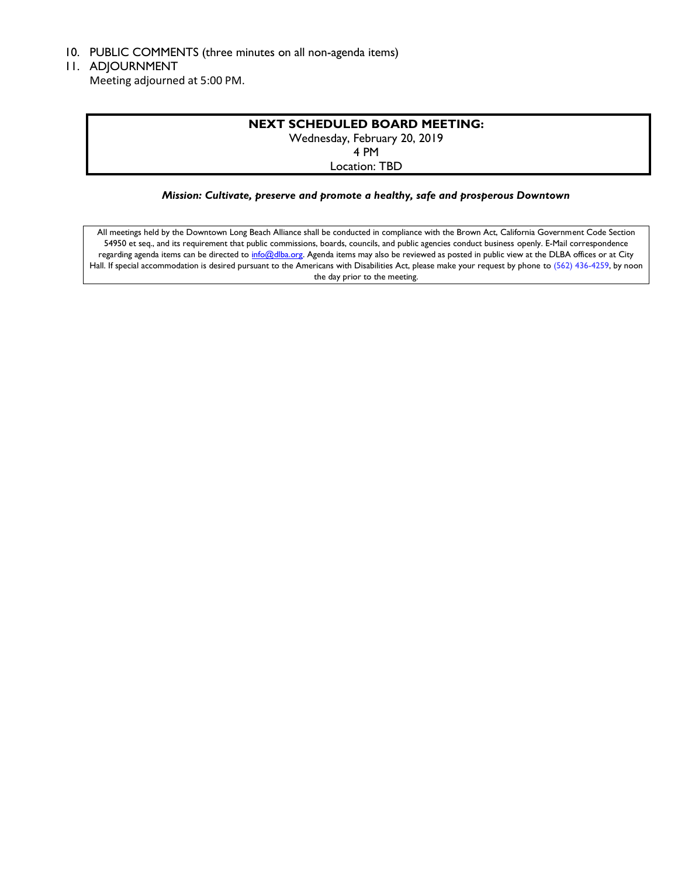10. PUBLIC COMMENTS (three minutes on all non-agenda items)
11. ADJOURNMENT

    Meeting adjourned at 5:00 PM.

**NEXT SCHEDULED BOARD MEETING:**
Wednesday, February 20, 2019
4 PM
Location: TBD

***Mission: Cultivate, preserve and promote a healthy, safe and prosperous Downtown***

All meetings held by the Downtown Long Beach Alliance shall be conducted in compliance with the Brown Act, California Government Code Section 54950 et seq., and its requirement that public commissions, boards, councils, and public agencies conduct business openly. E-Mail correspondence regarding agenda items can be directed to info@dlba.org. Agenda items may also be reviewed as posted in public view at the DLBA offices or at City Hall. If special accommodation is desired pursuant to the Americans with Disabilities Act, please make your request by phone to (562) 436-4259, by noon the day prior to the meeting.